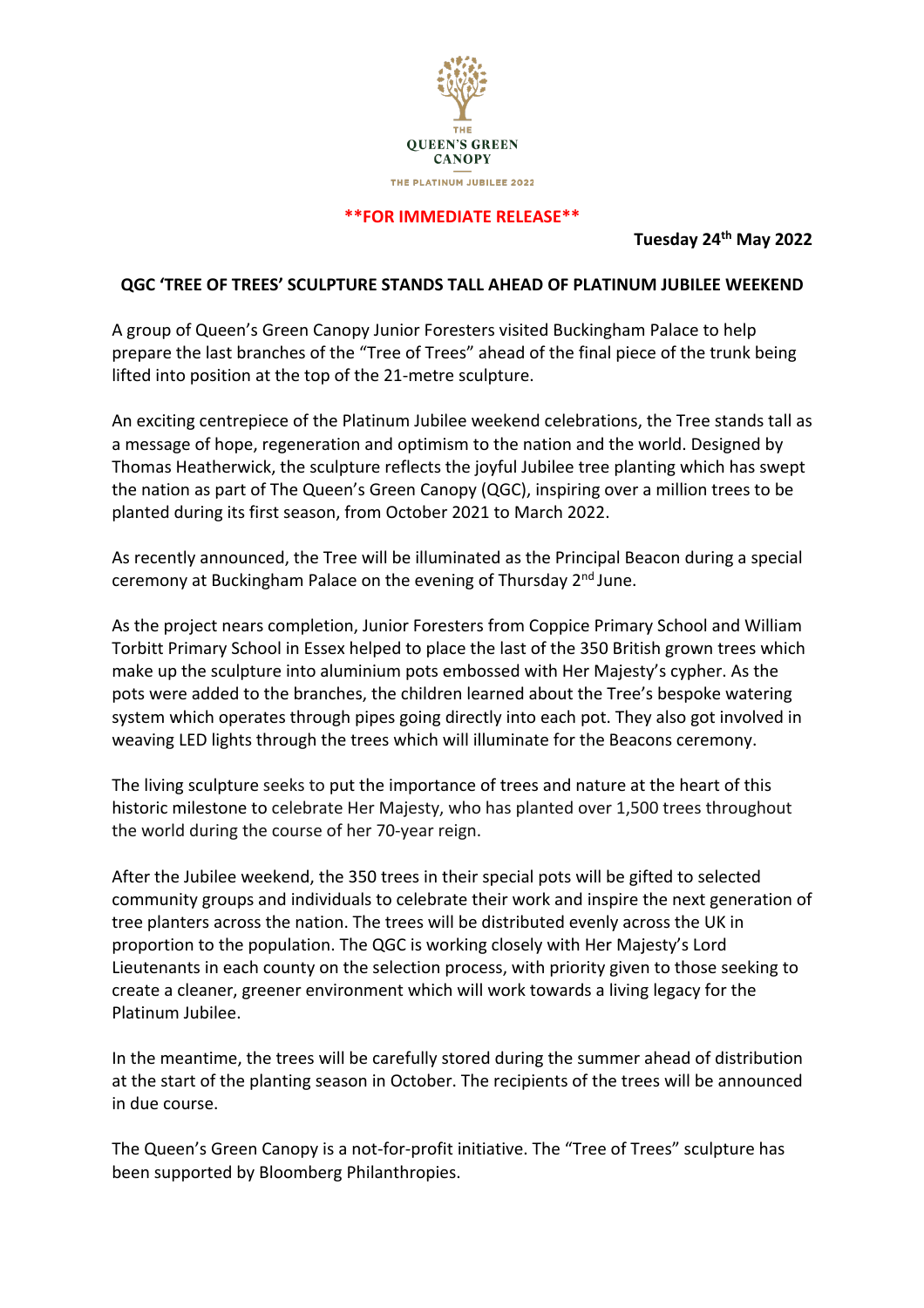THE
QUEEN'S GREEN
CANOPY

THE PLATINUM JUBILEE 2022

**FOR IMMEDIATE RELEASE**

**Tuesday 24th May 2022**

## QGC 'TREE OF TREES' SCULPTURE STANDS TALL AHEAD OF PLATINUM JUBILEE WEEKEND

A group of Queen's Green Canopy Junior Foresters visited Buckingham Palace to help prepare the last branches of the "Tree of Trees" ahead of the final piece of the trunk being lifted into position at the top of the 21-metre sculpture.

An exciting centrepiece of the Platinum Jubilee weekend celebrations, the Tree stands tall as a message of hope, regeneration and optimism to the nation and the world. Designed by Thomas Heatherwick, the sculpture reflects the joyful Jubilee tree planting which has swept the nation as part of The Queen's Green Canopy (QGC), inspiring over a million trees to be planted during its first season, from October 2021 to March 2022.

As recently announced, the Tree will be illuminated as the Principal Beacon during a special ceremony at Buckingham Palace on the evening of Thursday 2nd June.

As the project nears completion, Junior Foresters from Coppice Primary School and William Torbitt Primary School in Essex helped to place the last of the 350 British grown trees which make up the sculpture into aluminium pots embossed with Her Majesty's cypher. As the pots were added to the branches, the children learned about the Tree's bespoke watering system which operates through pipes going directly into each pot. They also got involved in weaving LED lights through the trees which will illuminate for the Beacons ceremony.

The living sculpture seeks to put the importance of trees and nature at the heart of this historic milestone to celebrate Her Majesty, who has planted over 1,500 trees throughout the world during the course of her 70-year reign.

After the Jubilee weekend, the 350 trees in their special pots will be gifted to selected community groups and individuals to celebrate their work and inspire the next generation of tree planters across the nation. The trees will be distributed evenly across the UK in proportion to the population. The QGC is working closely with Her Majesty's Lord Lieutenants in each county on the selection process, with priority given to those seeking to create a cleaner, greener environment which will work towards a living legacy for the Platinum Jubilee.

In the meantime, the trees will be carefully stored during the summer ahead of distribution at the start of the planting season in October. The recipients of the trees will be announced in due course.

The Queen's Green Canopy is a not-for-profit initiative. The "Tree of Trees" sculpture has been supported by Bloomberg Philanthropies.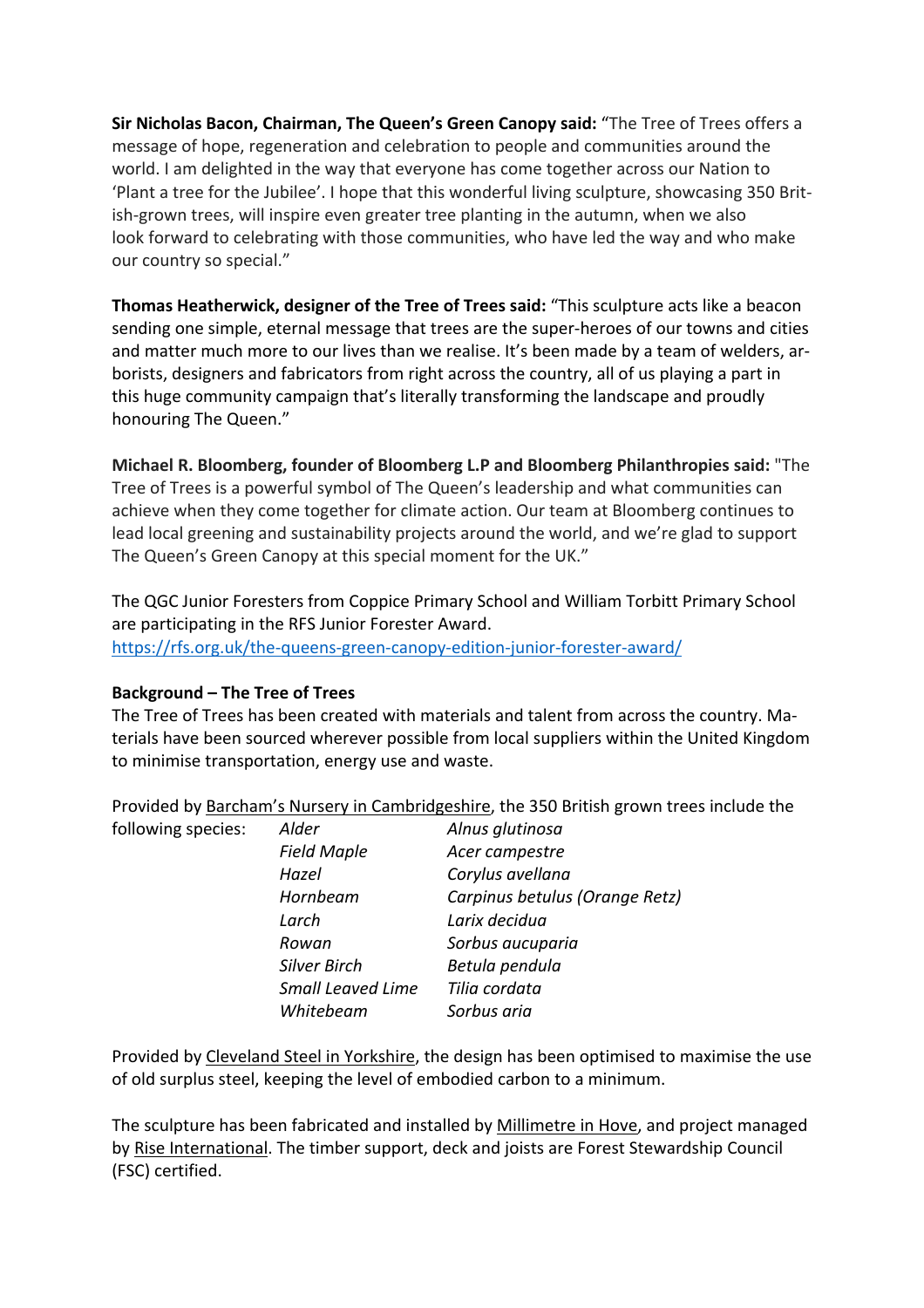**Sir Nicholas Bacon, Chairman, The Queen's Green Canopy said:** "The Tree of Trees offers a message of hope, regeneration and celebration to people and communities around the world. I am delighted in the way that everyone has come together across our Nation to 'Plant a tree for the Jubilee'. I hope that this wonderful living sculpture, showcasing 350 British-grown trees, will inspire even greater tree planting in the autumn, when we also look forward to celebrating with those communities, who have led the way and who make our country so special."

**Thomas Heatherwick, designer of the Tree of Trees said:** "This sculpture acts like a beacon sending one simple, eternal message that trees are the super-heroes of our towns and cities and matter much more to our lives than we realise. It's been made by a team of welders, arborists, designers and fabricators from right across the country, all of us playing a part in this huge community campaign that's literally transforming the landscape and proudly honouring The Queen."

**Michael R. Bloomberg, founder of Bloomberg L.P and Bloomberg Philanthropies said:** "The Tree of Trees is a powerful symbol of The Queen's leadership and what communities can achieve when they come together for climate action. Our team at Bloomberg continues to lead local greening and sustainability projects around the world, and we're glad to support The Queen's Green Canopy at this special moment for the UK."

The QGC Junior Foresters from Coppice Primary School and William Torbitt Primary School are participating in the RFS Junior Forester Award.
https://rfs.org.uk/the-queens-green-canopy-edition-junior-forester-award/

**Background – The Tree of Trees**

The Tree of Trees has been created with materials and talent from across the country. Materials have been sourced wherever possible from local suppliers within the United Kingdom to minimise transportation, energy use and waste.

Provided by Barcham's Nursery in Cambridgeshire, the 350 British grown trees include the following species:

| | |
|---|---|
| *Alder* | *Alnus glutinosa* |
| *Field Maple* | *Acer campestre* |
| *Hazel* | *Corylus avellana* |
| *Hornbeam* | *Carpinus betulus (Orange Retz)* |
| *Larch* | *Larix decidua* |
| *Rowan* | *Sorbus aucuparia* |
| *Silver Birch* | *Betula pendula* |
| *Small Leaved Lime* | *Tilia cordata* |
| *Whitebeam* | *Sorbus aria* |

Provided by Cleveland Steel in Yorkshire, the design has been optimised to maximise the use of old surplus steel, keeping the level of embodied carbon to a minimum.

The sculpture has been fabricated and installed by Millimetre in Hove, and project managed by Rise International. The timber support, deck and joists are Forest Stewardship Council (FSC) certified.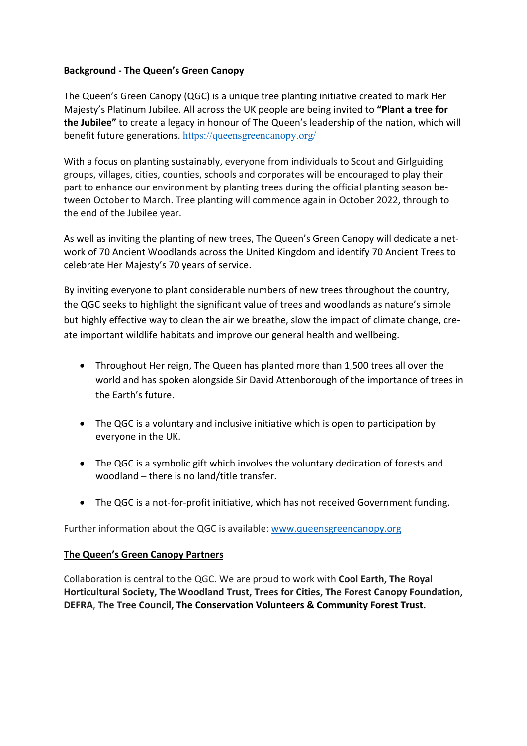**Background - The Queen's Green Canopy**

The Queen's Green Canopy (QGC) is a unique tree planting initiative created to mark Her Majesty's Platinum Jubilee. All across the UK people are being invited to **"Plant a tree for the Jubilee"** to create a legacy in honour of The Queen's leadership of the nation, which will benefit future generations. https://queensgreencanopy.org/

With a focus on planting sustainably, everyone from individuals to Scout and Girlguiding groups, villages, cities, counties, schools and corporates will be encouraged to play their part to enhance our environment by planting trees during the official planting season between October to March. Tree planting will commence again in October 2022, through to the end of the Jubilee year.

As well as inviting the planting of new trees, The Queen's Green Canopy will dedicate a network of 70 Ancient Woodlands across the United Kingdom and identify 70 Ancient Trees to celebrate Her Majesty's 70 years of service.

By inviting everyone to plant considerable numbers of new trees throughout the country, the QGC seeks to highlight the significant value of trees and woodlands as nature's simple but highly effective way to clean the air we breathe, slow the impact of climate change, create important wildlife habitats and improve our general health and wellbeing.

- Throughout Her reign, The Queen has planted more than 1,500 trees all over the world and has spoken alongside Sir David Attenborough of the importance of trees in the Earth's future.
- The QGC is a voluntary and inclusive initiative which is open to participation by everyone in the UK.
- The QGC is a symbolic gift which involves the voluntary dedication of forests and woodland – there is no land/title transfer.
- The QGC is a not-for-profit initiative, which has not received Government funding.

Further information about the QGC is available: www.queensgreencanopy.org

**The Queen's Green Canopy Partners**

Collaboration is central to the QGC. We are proud to work with **Cool Earth, The Royal Horticultural Society, The Woodland Trust, Trees for Cities, The Forest Canopy Foundation, DEFRA**, **The Tree Council, The Conservation Volunteers & Community Forest Trust.**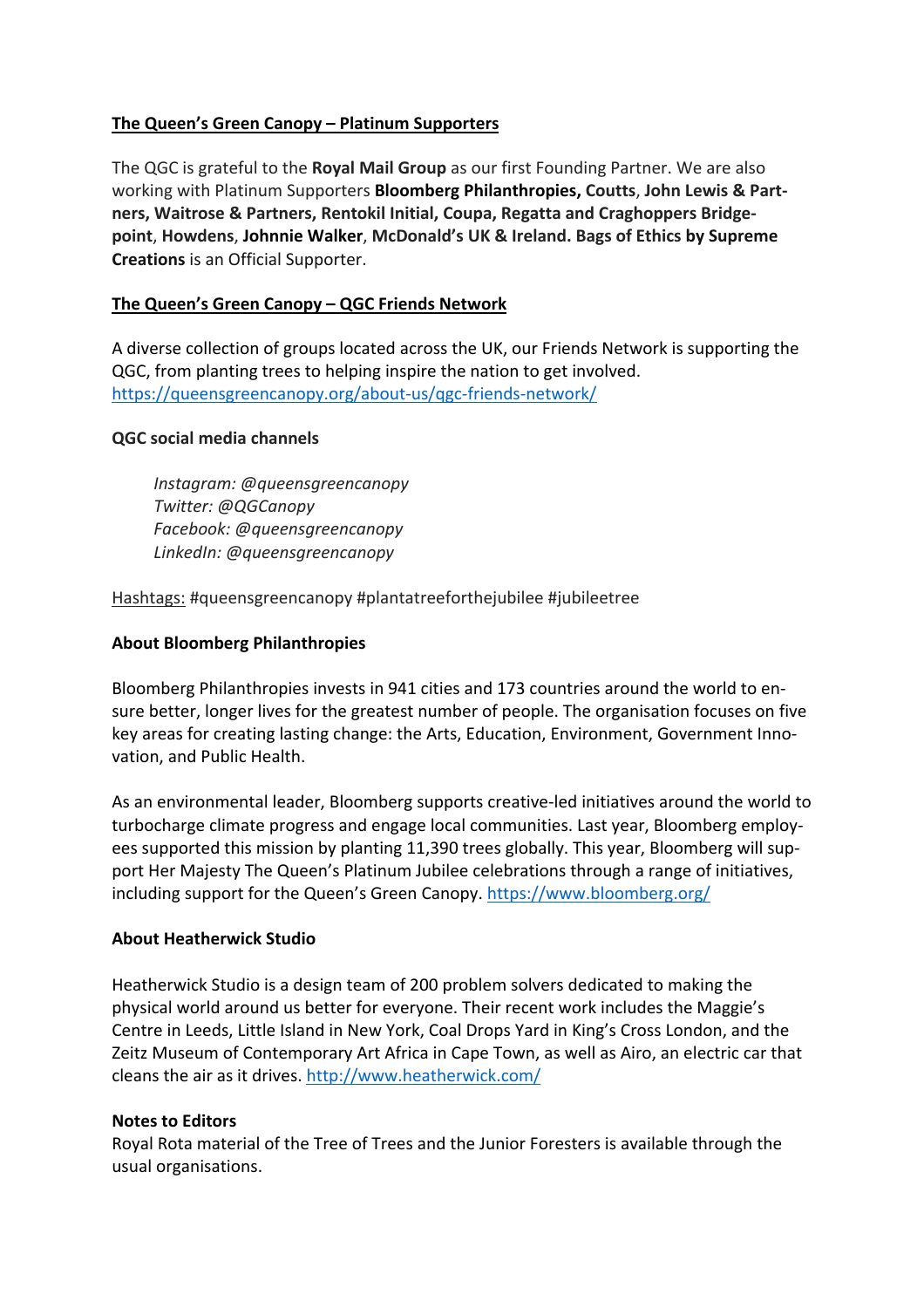**The Queen's Green Canopy – Platinum Supporters**

The QGC is grateful to the **Royal Mail Group** as our first Founding Partner. We are also working with Platinum Supporters **Bloomberg Philanthropies, Coutts**, **John Lewis & Partners, Waitrose & Partners, Rentokil Initial, Coupa, Regatta and Craghoppers Bridgepoint**, **Howdens**, **Johnnie Walker**, **McDonald's UK & Ireland. Bags of Ethics by Supreme Creations** is an Official Supporter.

**The Queen's Green Canopy – QGC Friends Network**

A diverse collection of groups located across the UK, our Friends Network is supporting the QGC, from planting trees to helping inspire the nation to get involved. https://queensgreencanopy.org/about-us/qgc-friends-network/

**QGC social media channels**

> *Instagram: @queensgreencanopy*
> *Twitter: @QGCanopy*
> *Facebook: @queensgreencanopy*
> *LinkedIn: @queensgreencanopy*

Hashtags: #queensgreencanopy #plantatreeforthejubilee #jubileetree

**About Bloomberg Philanthropies**

Bloomberg Philanthropies invests in 941 cities and 173 countries around the world to ensure better, longer lives for the greatest number of people. The organisation focuses on five key areas for creating lasting change: the Arts, Education, Environment, Government Innovation, and Public Health.

As an environmental leader, Bloomberg supports creative-led initiatives around the world to turbocharge climate progress and engage local communities. Last year, Bloomberg employees supported this mission by planting 11,390 trees globally. This year, Bloomberg will support Her Majesty The Queen's Platinum Jubilee celebrations through a range of initiatives, including support for the Queen's Green Canopy. https://www.bloomberg.org/

**About Heatherwick Studio**

Heatherwick Studio is a design team of 200 problem solvers dedicated to making the physical world around us better for everyone. Their recent work includes the Maggie's Centre in Leeds, Little Island in New York, Coal Drops Yard in King's Cross London, and the Zeitz Museum of Contemporary Art Africa in Cape Town, as well as Airo, an electric car that cleans the air as it drives. http://www.heatherwick.com/

**Notes to Editors**

Royal Rota material of the Tree of Trees and the Junior Foresters is available through the usual organisations.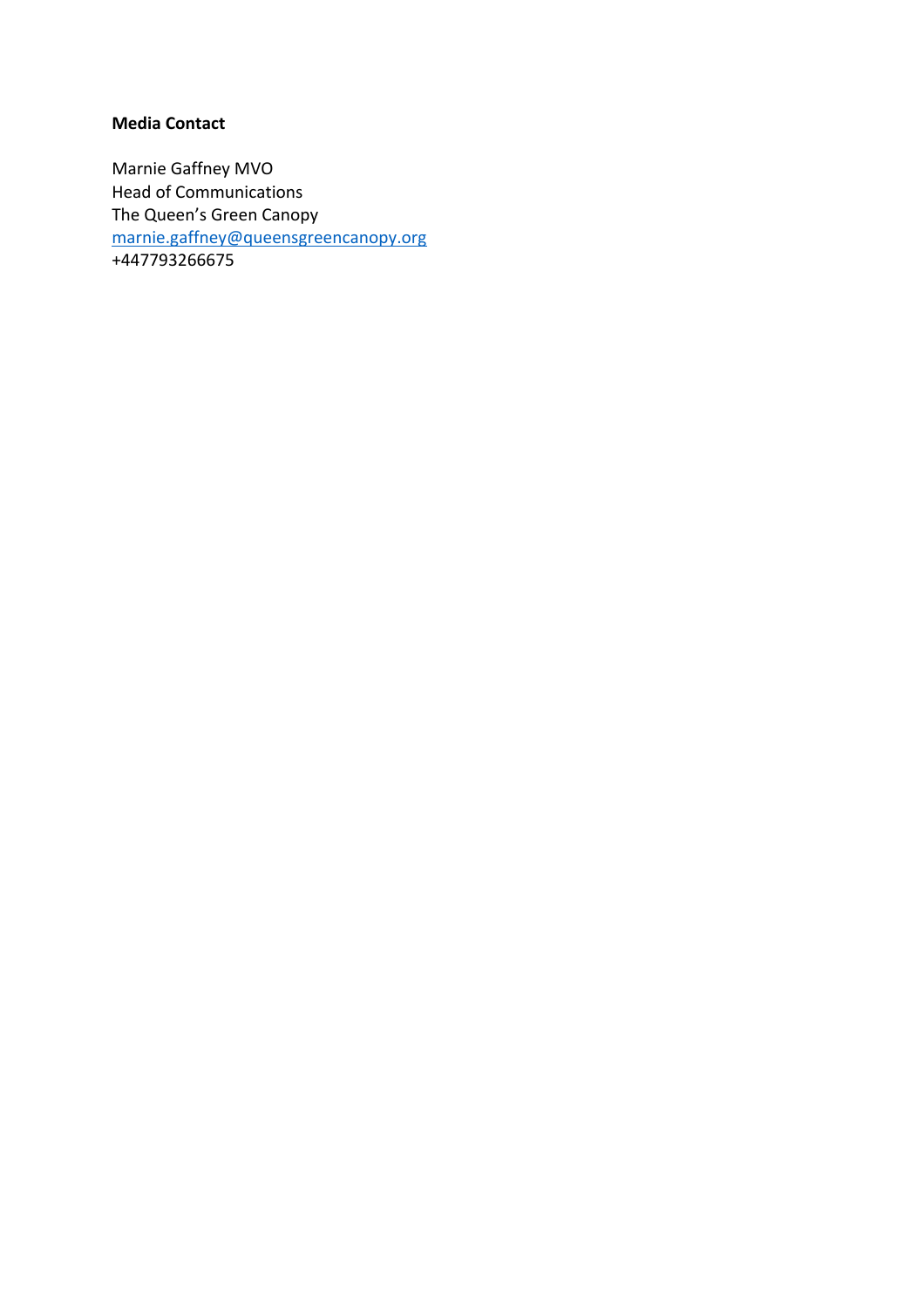**Media Contact**

Marnie Gaffney MVO
Head of Communications
The Queen's Green Canopy
marnie.gaffney@queensgreencanopy.org
+447793266675